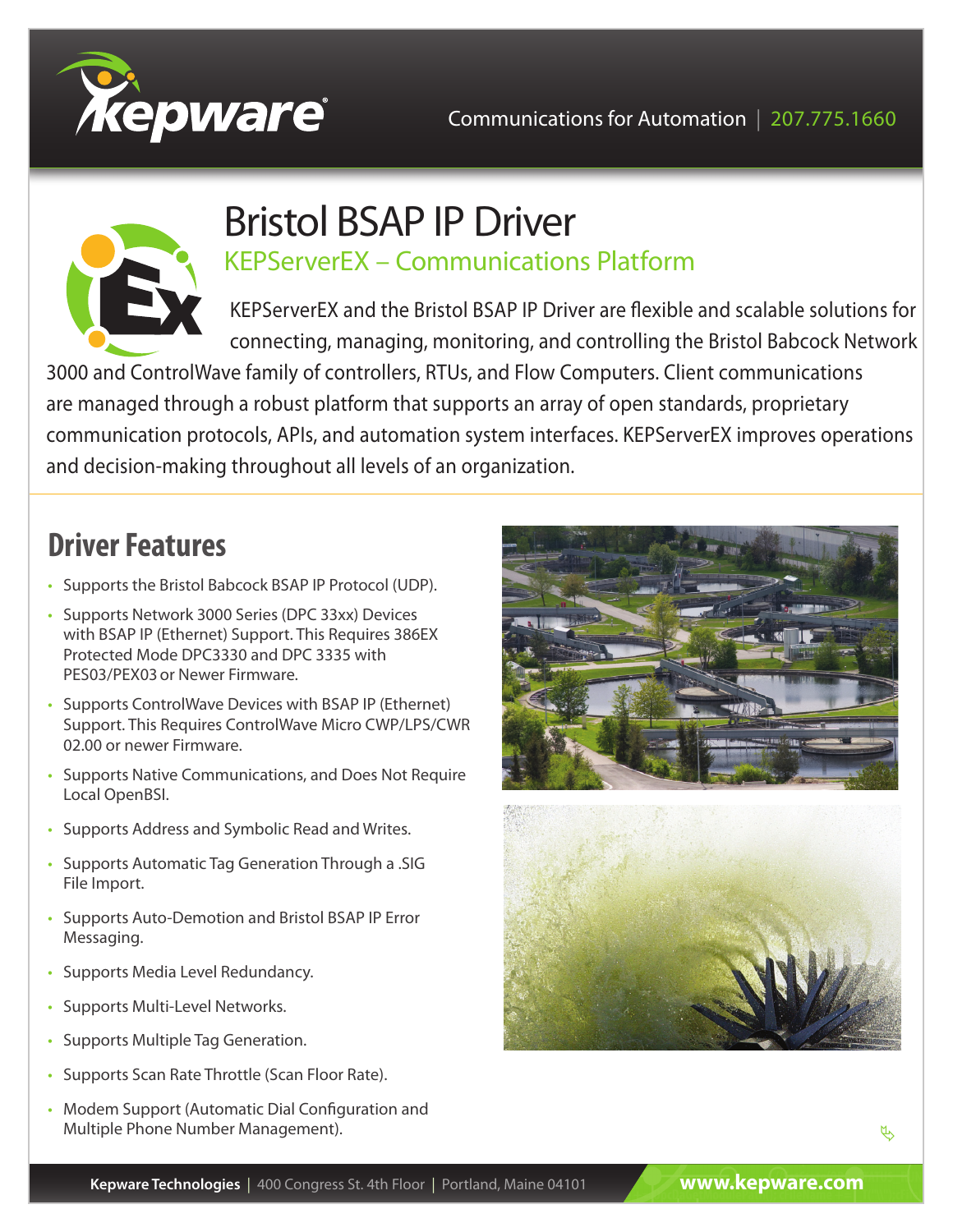Communications for Automation | 207.775.1660

# Bristol BSAP IP Driver

## KEPServerEX – Communications Platform

KEPServerEX and the Bristol BSAP IP Driver are flexible and scalable solutions for connecting, managing, monitoring, and controlling the Bristol Babcock Network 3000 and ControlWave family of controllers, RTUs, and Flow Computers. Client communications are managed through a robust platform that supports an array of open standards, proprietary communication protocols, APIs, and automation system interfaces. KEPServerEX improves operations and decision-making throughout all levels of an organization.

## Driver Features

- Supports the Bristol Babcock BSAP IP Protocol (UDP).
- Supports Network 3000 Series (DPC 33xx) Devices with BSAP IP (Ethernet) Support. This Requires 386EX Protected Mode DPC3330 and DPC 3335 with PES03/PEX03 or Newer Firmware.
- Supports ControlWave Devices with BSAP IP (Ethernet) Support. This Requires ControlWave Micro CWP/LPS/CWR 02.00 or newer Firmware.
- Supports Native Communications, and Does Not Require Local OpenBSI.
- Supports Address and Symbolic Read and Writes.
- Supports Automatic Tag Generation Through a .SIG File Import.
- Supports Auto-Demotion and Bristol BSAP IP Error Messaging.
- Supports Media Level Redundancy.
- Supports Multi-Level Networks.
- Supports Multiple Tag Generation.
- Supports Scan Rate Throttle (Scan Floor Rate).
- Modem Support (Automatic Dial Configuration and Multiple Phone Number Management).

**Kepware Technologies** | 400 Congress St. 4th Floor | Portland, Maine 04101 www.kepware.com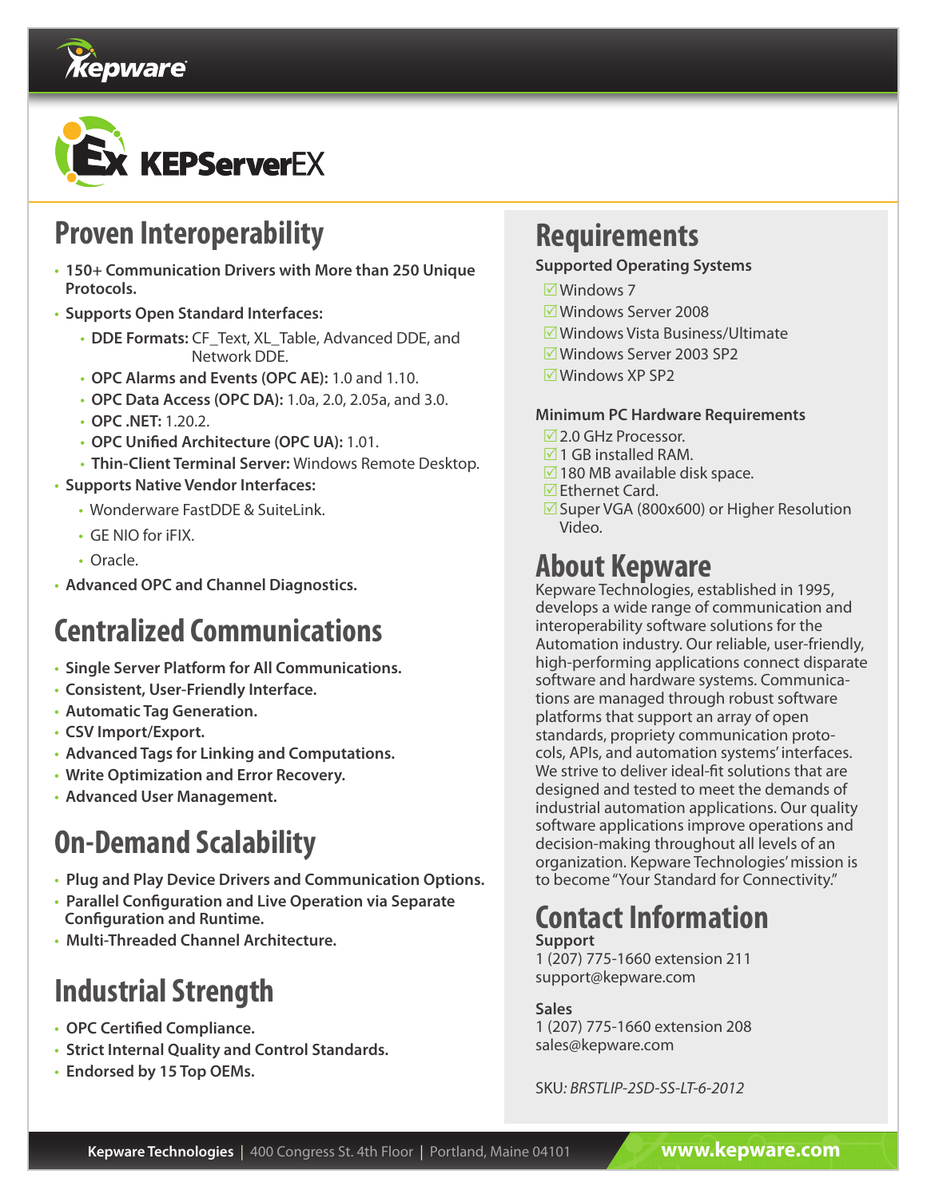# KEPServerEX

## Proven Interoperability

- **150+ Communication Drivers with More than 250 Unique Protocols.**
- **Supports Open Standard Interfaces:**
  - **DDE Formats:** CF_Text, XL_Table, Advanced DDE, and Network DDE.
  - **OPC Alarms and Events (OPC AE):** 1.0 and 1.10.
  - **OPC Data Access (OPC DA):** 1.0a, 2.0, 2.05a, and 3.0.
  - **OPC .NET:** 1.20.2.
  - **OPC Unified Architecture (OPC UA):** 1.01.
  - **Thin-Client Terminal Server:** Windows Remote Desktop.
- **Supports Native Vendor Interfaces:**
  - Wonderware FastDDE & SuiteLink.
  - GE NIO for iFIX.
  - Oracle.
- **Advanced OPC and Channel Diagnostics.**

## Centralized Communications

- **Single Server Platform for All Communications.**
- **Consistent, User-Friendly Interface.**
- **Automatic Tag Generation.**
- **CSV Import/Export.**
- **Advanced Tags for Linking and Computations.**
- **Write Optimization and Error Recovery.**
- **Advanced User Management.**

## On-Demand Scalability

- **Plug and Play Device Drivers and Communication Options.**
- **Parallel Configuration and Live Operation via Separate Configuration and Runtime.**
- **Multi-Threaded Channel Architecture.**

## Industrial Strength

- **OPC Certified Compliance.**
- **Strict Internal Quality and Control Standards.**
- **Endorsed by 15 Top OEMs.**

## Requirements

**Supported Operating Systems**

- ☑ Windows 7
- ☑ Windows Server 2008
- ☑ Windows Vista Business/Ultimate
- ☑ Windows Server 2003 SP2
- ☑ Windows XP SP2

**Minimum PC Hardware Requirements**

- ☑ 2.0 GHz Processor.
- ☑ 1 GB installed RAM.
- ☑ 180 MB available disk space.
- ☑ Ethernet Card.
- ☑ Super VGA (800x600) or Higher Resolution Video.

## About Kepware

Kepware Technologies, established in 1995, develops a wide range of communication and interoperability software solutions for the Automation industry. Our reliable, user-friendly, high-performing applications connect disparate software and hardware systems. Communications are managed through robust software platforms that support an array of open standards, propriety communication protocols, APIs, and automation systems' interfaces. We strive to deliver ideal-fit solutions that are designed and tested to meet the demands of industrial automation applications. Our quality software applications improve operations and decision-making throughout all levels of an organization. Kepware Technologies' mission is to become "Your Standard for Connectivity."

## Contact Information

**Support**
1 (207) 775-1660 extension 211
support@kepware.com

**Sales**
1 (207) 775-1660 extension 208
sales@kepware.com

SKU*: BRSTLIP-2SD-SS-LT-6-2012*

**Kepware Technologies** | 400 Congress St. 4th Floor | Portland, Maine 04101 **www.kepware.com**